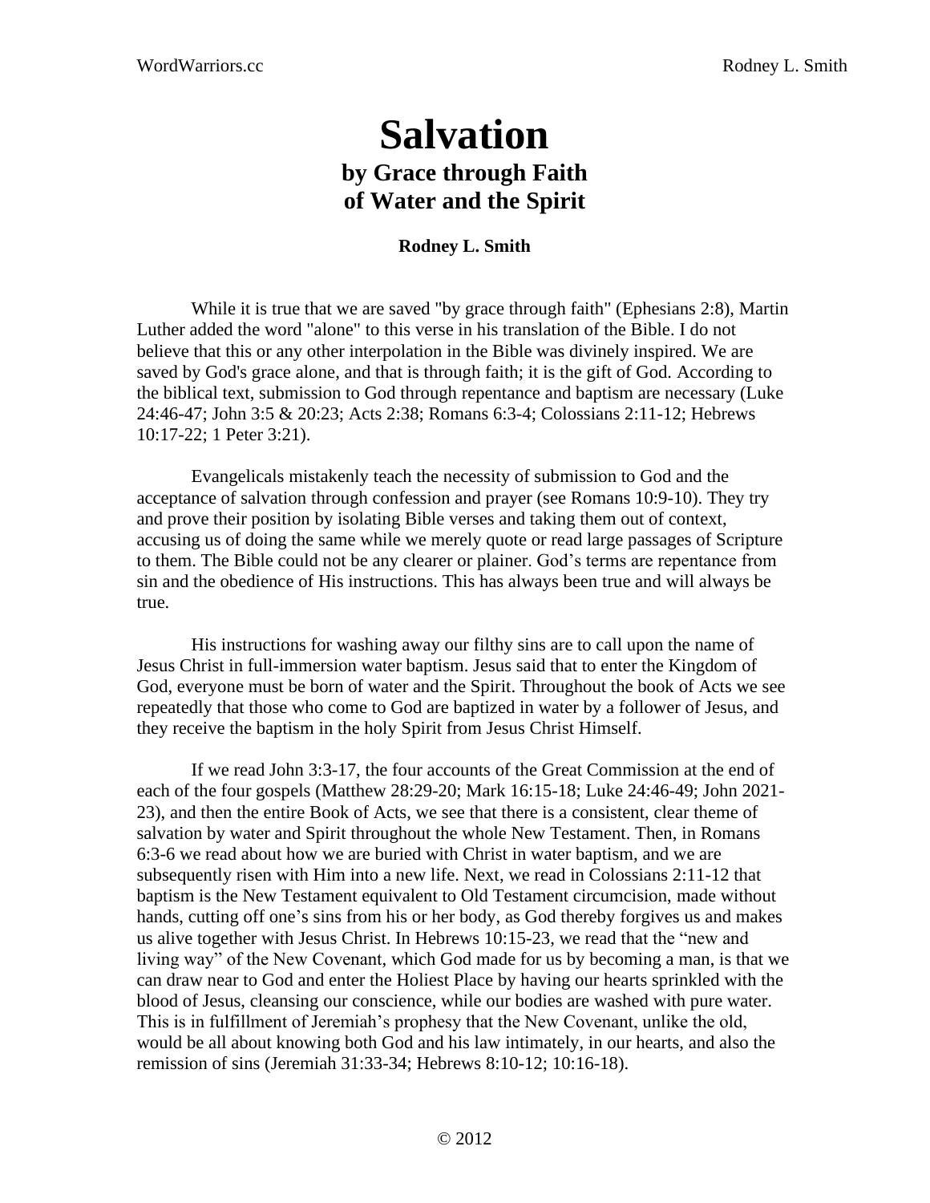# Salvation

## by Grace through Faith of Water and the Spirit

**Rodney L. Smith**

While it is true that we are saved "by grace through faith" (Ephesians 2:8), Martin Luther added the word "alone" to this verse in his translation of the Bible. I do not believe that this or any other interpolation in the Bible was divinely inspired. We are saved by God's grace alone, and that is through faith; it is the gift of God. According to the biblical text, submission to God through repentance and baptism are necessary (Luke 24:46-47; John 3:5 & 20:23; Acts 2:38; Romans 6:3-4; Colossians 2:11-12; Hebrews 10:17-22; 1 Peter 3:21).

Evangelicals mistakenly teach the necessity of submission to God and the acceptance of salvation through confession and prayer (see Romans 10:9-10). They try and prove their position by isolating Bible verses and taking them out of context, accusing us of doing the same while we merely quote or read large passages of Scripture to them. The Bible could not be any clearer or plainer. God’s terms are repentance from sin and the obedience of His instructions. This has always been true and will always be true.

His instructions for washing away our filthy sins are to call upon the name of Jesus Christ in full-immersion water baptism. Jesus said that to enter the Kingdom of God, everyone must be born of water and the Spirit. Throughout the book of Acts we see repeatedly that those who come to God are baptized in water by a follower of Jesus, and they receive the baptism in the holy Spirit from Jesus Christ Himself.

If we read John 3:3-17, the four accounts of the Great Commission at the end of each of the four gospels (Matthew 28:29-20; Mark 16:15-18; Luke 24:46-49; John 2021-23), and then the entire Book of Acts, we see that there is a consistent, clear theme of salvation by water and Spirit throughout the whole New Testament. Then, in Romans 6:3-6 we read about how we are buried with Christ in water baptism, and we are subsequently risen with Him into a new life. Next, we read in Colossians 2:11-12 that baptism is the New Testament equivalent to Old Testament circumcision, made without hands, cutting off one’s sins from his or her body, as God thereby forgives us and makes us alive together with Jesus Christ. In Hebrews 10:15-23, we read that the “new and living way” of the New Covenant, which God made for us by becoming a man, is that we can draw near to God and enter the Holiest Place by having our hearts sprinkled with the blood of Jesus, cleansing our conscience, while our bodies are washed with pure water. This is in fulfillment of Jeremiah’s prophesy that the New Covenant, unlike the old, would be all about knowing both God and his law intimately, in our hearts, and also the remission of sins (Jeremiah 31:33-34; Hebrews 8:10-12; 10:16-18).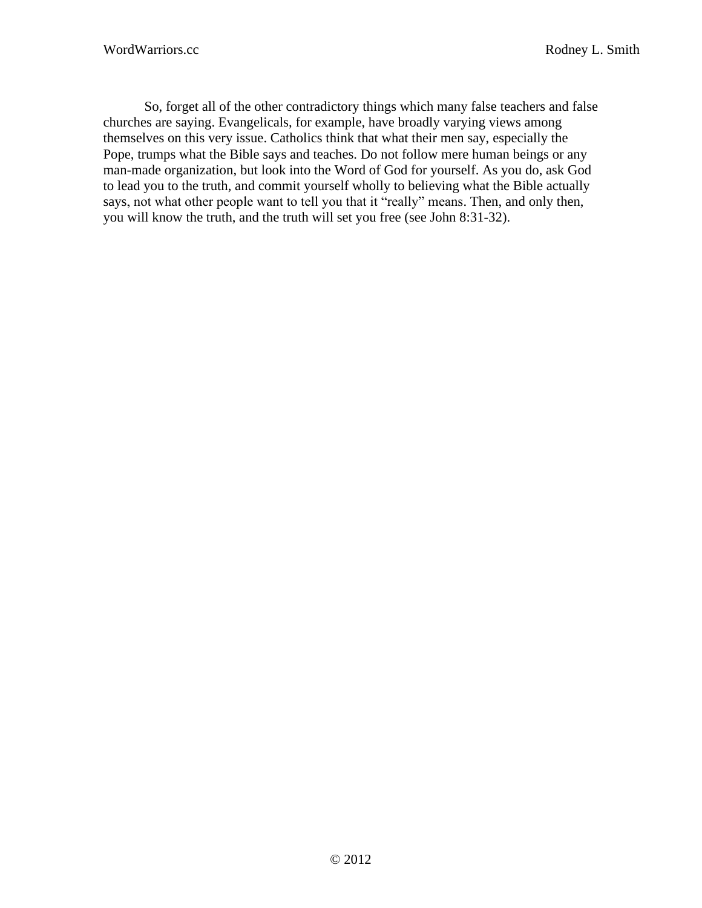So, forget all of the other contradictory things which many false teachers and false churches are saying. Evangelicals, for example, have broadly varying views among themselves on this very issue. Catholics think that what their men say, especially the Pope, trumps what the Bible says and teaches. Do not follow mere human beings or any man-made organization, but look into the Word of God for yourself. As you do, ask God to lead you to the truth, and commit yourself wholly to believing what the Bible actually says, not what other people want to tell you that it "really" means. Then, and only then, you will know the truth, and the truth will set you free (see John 8:31-32).